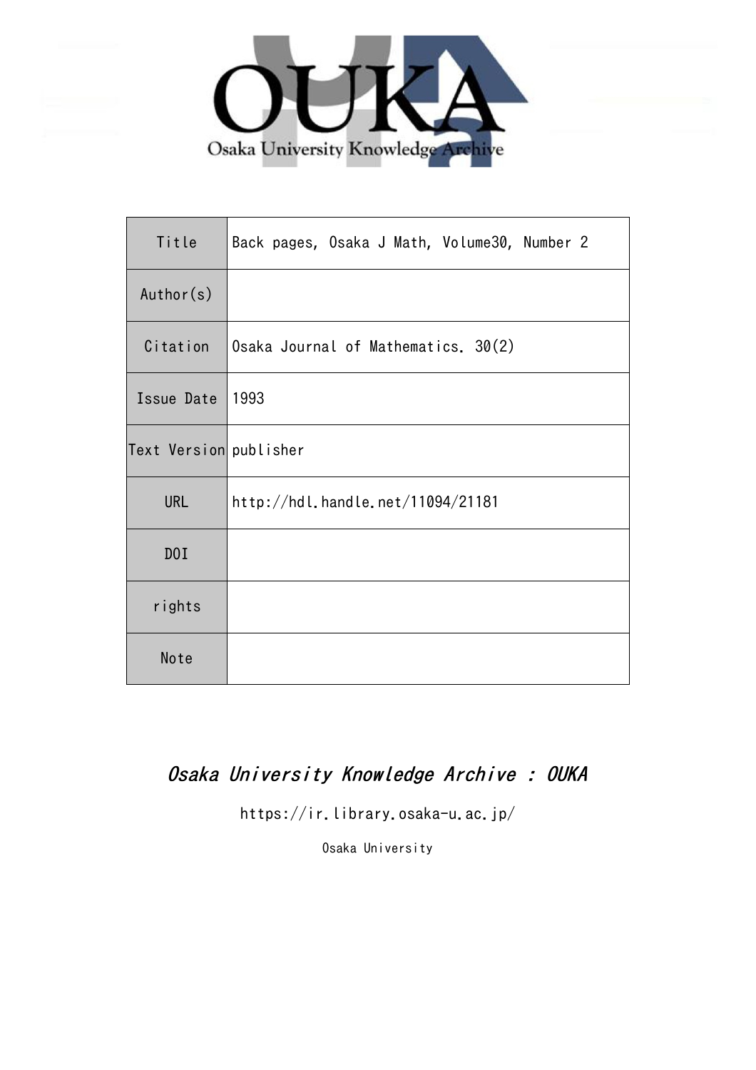Osaka University Knowledge Archive

| Title | Back pages, Osaka J Math, Volume30, Number 2 |
| --- | --- |
| Author(s) | |
| Citation | Osaka Journal of Mathematics. 30(2) |
| Issue Date | 1993 |
| Text Version | publisher |
| URL | http://hdl.handle.net/11094/21181 |
| DOI | |
| rights | |
| Note | |

*Osaka University Knowledge Archive : OUKA*

https://ir.library.osaka-u.ac.jp/

Osaka University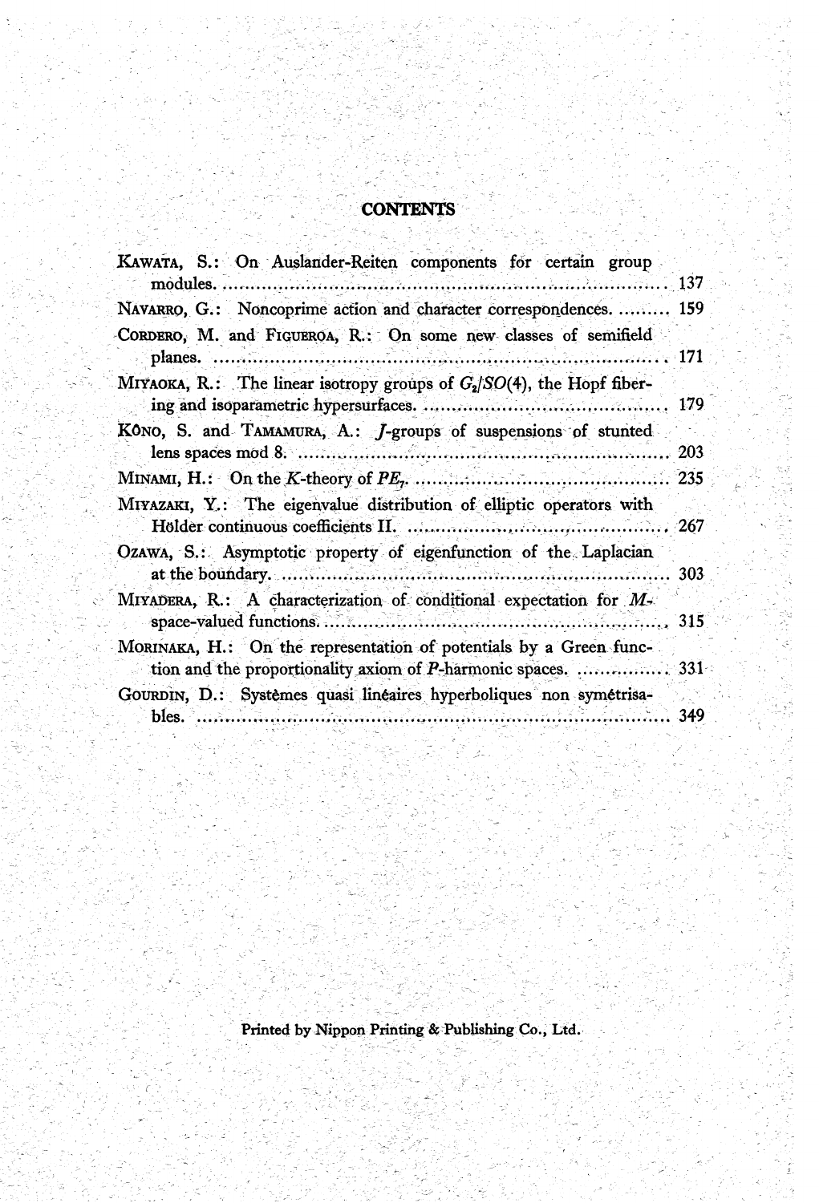# CONTENTS

KAWATA, S.: On Auslander-Reiten components for certain group modules. .......... 137

NAVARRO, G.: Noncoprime action and character correspondences. .......... 159

CORDERO, M. and FIGUEROA, R.: On some new classes of semifield planes. .......... 171

MIYAOKA, R.: The linear isotropy groups of $G_2/SO(4)$, the Hopf fibering and isoparametric hypersurfaces. .......... 179

KÔNO, S. and TAMAMURA, A.: $J$-groups of suspensions of stunted lens spaces mod 8. .......... 203

MINAMI, H.: On the $K$-theory of $PE_7$. .......... 235

MIYAZAKI, Y.: The eigenvalue distribution of elliptic operators with Hölder continuous coefficients II. .......... 267

OZAWA, S.: Asymptotic property of eigenfunction of the Laplacian at the boundary. .......... 303

MIYADERA, R.: A characterization of conditional expectation for $M$-space-valued functions. .......... 315

MORINAKA, H.: On the representation of potentials by a Green function and the proportionality axiom of $P$-harmonic spaces. .......... 331

GOURDIN, D.: Systèmes quasi linéaires hyperboliques non symétrisables. .......... 349

Printed by Nippon Printing & Publishing Co., Ltd.